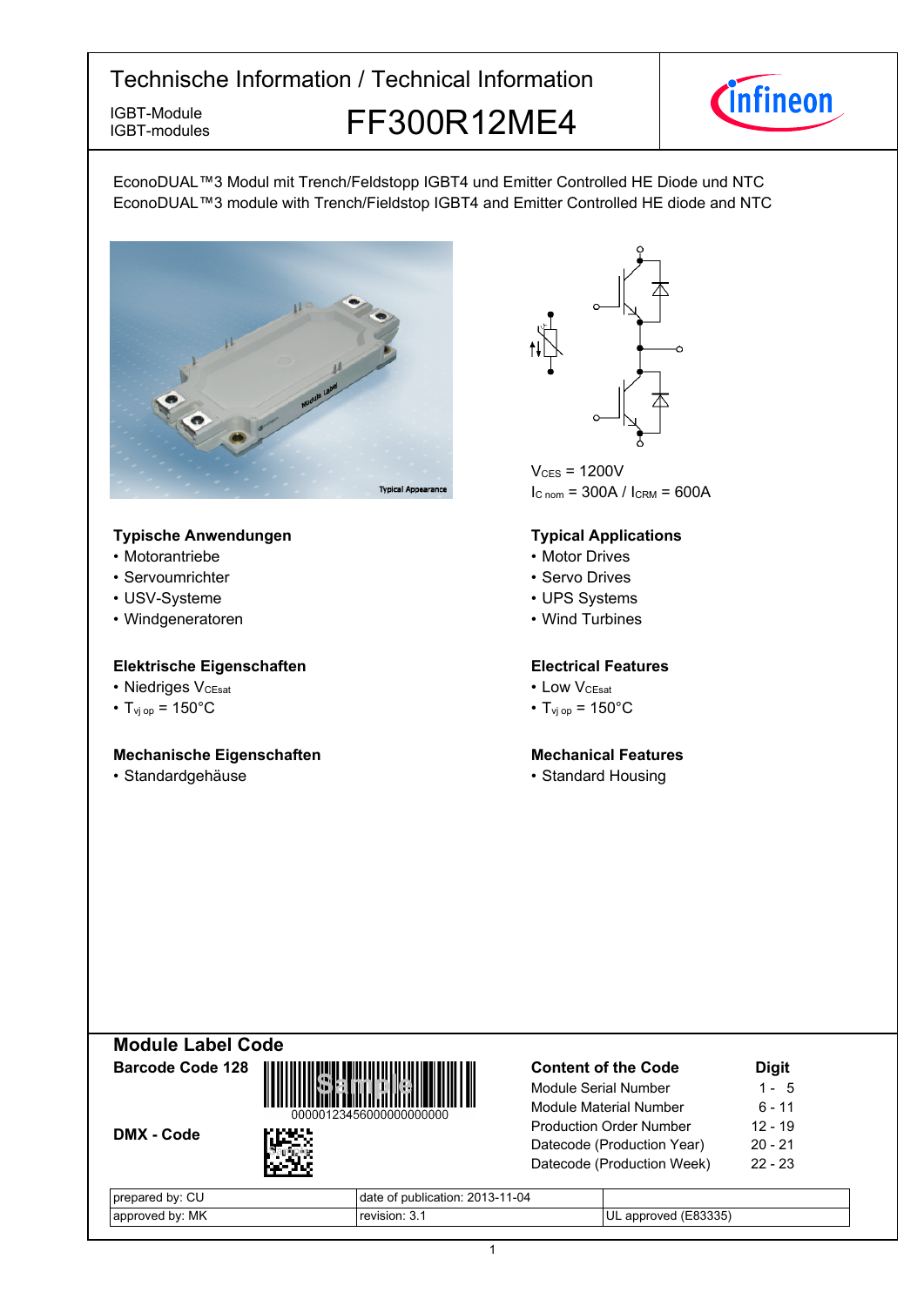# Technische Information / Technical Information

IGBT-Module
IGBT-modules

## FF300R12ME4

EconoDUAL™3 Modul mit Trench/Feldstopp IGBT4 und Emitter Controlled HE Diode und NTC
EconoDUAL™3 module with Trench/Fieldstop IGBT4 and Emitter Controlled HE diode and NTC

Typical Appearance

$V_{CES}$ = 1200V
$I_{C\,nom}$ = 300A / $I_{CRM}$ = 600A

### Typische Anwendungen
- Motorantriebe
- Servoumrichter
- USV-Systeme
- Windgeneratoren

### Typical Applications
- Motor Drives
- Servo Drives
- UPS Systems
- Wind Turbines

### Elektrische Eigenschaften
- Niedriges $V_{CEsat}$
- $T_{vj\,op}$ = 150°C

### Electrical Features
- Low $V_{CEsat}$
- $T_{vj\,op}$ = 150°C

### Mechanische Eigenschaften
- Standardgehäuse

### Mechanical Features
- Standard Housing

## Module Label Code

**Barcode Code 128**

00000123456000000000000

**DMX - Code**

| Content of the Code | Digit |
|---|---|
| Module Serial Number | 1 - 5 |
| Module Material Number | 6 - 11 |
| Production Order Number | 12 - 19 |
| Datecode (Production Year) | 20 - 21 |
| Datecode (Production Week) | 22 - 23 |

| | | |
|---|---|---|
| prepared by: CU | date of publication: 2013-11-04 | |
| approved by: MK | revision: 3.1 | UL approved (E83335) |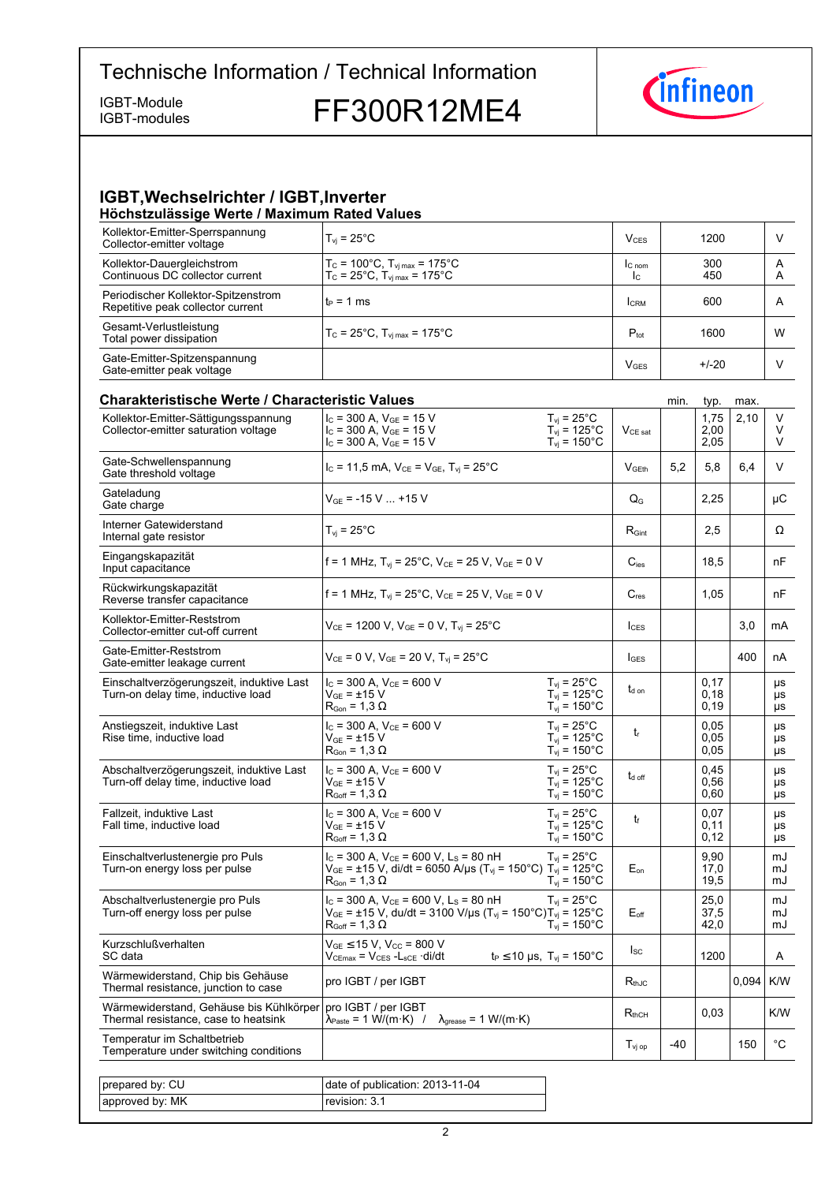# Technische Information / Technical Information

IGBT-Module
IGBT-modules

# FF300R12ME4

## IGBT,Wechselrichter / IGBT,Inverter

### Höchstzulässige Werte / Maximum Rated Values

| Parameter | Conditions | Symbol | Value | Unit |
|---|---|---|---|---|
| Kollektor-Emitter-Sperrspannung<br>Collector-emitter voltage | $T_{vj} = 25°C$ | $V_{CES}$ | 1200 | V |
| Kollektor-Dauergleichstrom<br>Continuous DC collector current | $T_C = 100°C, T_{vj\,max} = 175°C$<br>$T_C = 25°C, T_{vj\,max} = 175°C$ | $I_{C\,nom}$<br>$I_C$ | 300<br>450 | A<br>A |
| Periodischer Kollektor-Spitzenstrom<br>Repetitive peak collector current | $t_P = 1$ ms | $I_{CRM}$ | 600 | A |
| Gesamt-Verlustleistung<br>Total power dissipation | $T_C = 25°C, T_{vj\,max} = 175°C$ | $P_{tot}$ | 1600 | W |
| Gate-Emitter-Spitzenspannung<br>Gate-emitter peak voltage | | $V_{GES}$ | +/-20 | V |

### Charakteristische Werte / Characteristic Values

| Parameter | Conditions | | Symbol | min. | typ. | max. | Unit |
|---|---|---|---|---|---|---|---|
| Kollektor-Emitter-Sättigungsspannung<br>Collector-emitter saturation voltage | $I_C = 300$ A, $V_{GE} = 15$ V<br>$I_C = 300$ A, $V_{GE} = 15$ V<br>$I_C = 300$ A, $V_{GE} = 15$ V | $T_{vj} = 25°C$<br>$T_{vj} = 125°C$<br>$T_{vj} = 150°C$ | $V_{CE\,sat}$ | | 1,75<br>2,00<br>2,05 | 2,10 | V<br>V<br>V |
| Gate-Schwellenspannung<br>Gate threshold voltage | $I_C = 11{,}5$ mA, $V_{CE} = V_{GE}$, $T_{vj} = 25°C$ | | $V_{GEth}$ | 5,2 | 5,8 | 6,4 | V |
| Gateladung<br>Gate charge | $V_{GE} = -15$ V ... +15 V | | $Q_G$ | | 2,25 | | µC |
| Interner Gatewiderstand<br>Internal gate resistor | $T_{vj} = 25°C$ | | $R_{Gint}$ | | 2,5 | | Ω |
| Eingangskapazität<br>Input capacitance | f = 1 MHz, $T_{vj} = 25°C$, $V_{CE} = 25$ V, $V_{GE} = 0$ V | | $C_{ies}$ | | 18,5 | | nF |
| Rückwirkungskapazität<br>Reverse transfer capacitance | f = 1 MHz, $T_{vj} = 25°C$, $V_{CE} = 25$ V, $V_{GE} = 0$ V | | $C_{res}$ | | 1,05 | | nF |
| Kollektor-Emitter-Reststrom<br>Collector-emitter cut-off current | $V_{CE} = 1200$ V, $V_{GE} = 0$ V, $T_{vj} = 25°C$ | | $I_{CES}$ | | | 3,0 | mA |
| Gate-Emitter-Reststrom<br>Gate-emitter leakage current | $V_{CE} = 0$ V, $V_{GE} = 20$ V, $T_{vj} = 25°C$ | | $I_{GES}$ | | | 400 | nA |
| Einschaltverzögerungszeit, induktive Last<br>Turn-on delay time, inductive load | $I_C = 300$ A, $V_{CE} = 600$ V<br>$V_{GE} = ±15$ V<br>$R_{Gon} = 1{,}3$ Ω | $T_{vj} = 25°C$<br>$T_{vj} = 125°C$<br>$T_{vj} = 150°C$ | $t_{d\,on}$ | | 0,17<br>0,18<br>0,19 | | µs<br>µs<br>µs |
| Anstiegszeit, induktive Last<br>Rise time, inductive load | $I_C = 300$ A, $V_{CE} = 600$ V<br>$V_{GE} = ±15$ V<br>$R_{Gon} = 1{,}3$ Ω | $T_{vj} = 25°C$<br>$T_{vj} = 125°C$<br>$T_{vj} = 150°C$ | $t_r$ | | 0,05<br>0,05<br>0,05 | | µs<br>µs<br>µs |
| Abschaltverzögerungszeit, induktive Last<br>Turn-off delay time, inductive load | $I_C = 300$ A, $V_{CE} = 600$ V<br>$V_{GE} = ±15$ V<br>$R_{Goff} = 1{,}3$ Ω | $T_{vj} = 25°C$<br>$T_{vj} = 125°C$<br>$T_{vj} = 150°C$ | $t_{d\,off}$ | | 0,45<br>0,56<br>0,60 | | µs<br>µs<br>µs |
| Fallzeit, induktive Last<br>Fall time, inductive load | $I_C = 300$ A, $V_{CE} = 600$ V<br>$V_{GE} = ±15$ V<br>$R_{Goff} = 1{,}3$ Ω | $T_{vj} = 25°C$<br>$T_{vj} = 125°C$<br>$T_{vj} = 150°C$ | $t_f$ | | 0,07<br>0,11<br>0,12 | | µs<br>µs<br>µs |
| Einschaltverlustenergie pro Puls<br>Turn-on energy loss per pulse | $I_C = 300$ A, $V_{CE} = 600$ V, $L_S = 80$ nH<br>$V_{GE} = ±15$ V, di/dt = 6050 A/µs ($T_{vj} = 150°C$)<br>$R_{Gon} = 1{,}3$ Ω | $T_{vj} = 25°C$<br>$T_{vj} = 125°C$<br>$T_{vj} = 150°C$ | $E_{on}$ | | 9,90<br>17,0<br>19,5 | | mJ<br>mJ<br>mJ |
| Abschaltverlustenergie pro Puls<br>Turn-off energy loss per pulse | $I_C = 300$ A, $V_{CE} = 600$ V, $L_S = 80$ nH<br>$V_{GE} = ±15$ V, du/dt = 3100 V/µs ($T_{vj} = 150°C$)<br>$R_{Goff} = 1{,}3$ Ω | $T_{vj} = 25°C$<br>$T_{vj} = 125°C$<br>$T_{vj} = 150°C$ | $E_{off}$ | | 25,0<br>37,5<br>42,0 | | mJ<br>mJ<br>mJ |
| Kurzschlußverhalten<br>SC data | $V_{GE} \leq 15$ V, $V_{CC} = 800$ V<br>$V_{CEmax} = V_{CES} - L_{sCE} \cdot di/dt$ | $t_P \leq 10$ µs, $T_{vj} = 150°C$ | $I_{SC}$ | | 1200 | | A |
| Wärmewiderstand, Chip bis Gehäuse<br>Thermal resistance, junction to case | pro IGBT / per IGBT | | $R_{thJC}$ | | | 0,094 | K/W |
| Wärmewiderstand, Gehäuse bis Kühlkörper<br>Thermal resistance, case to heatsink | pro IGBT / per IGBT<br>$\lambda_{Paste} = 1$ W/(m·K) / $\lambda_{grease} = 1$ W/(m·K) | | $R_{thCH}$ | | 0,03 | | K/W |
| Temperatur im Schaltbetrieb<br>Temperature under switching conditions | | | $T_{vj\,op}$ | -40 | | 150 | °C |

| | |
|---|---|
| prepared by: CU | date of publication: 2013-11-04 |
| approved by: MK | revision: 3.1 |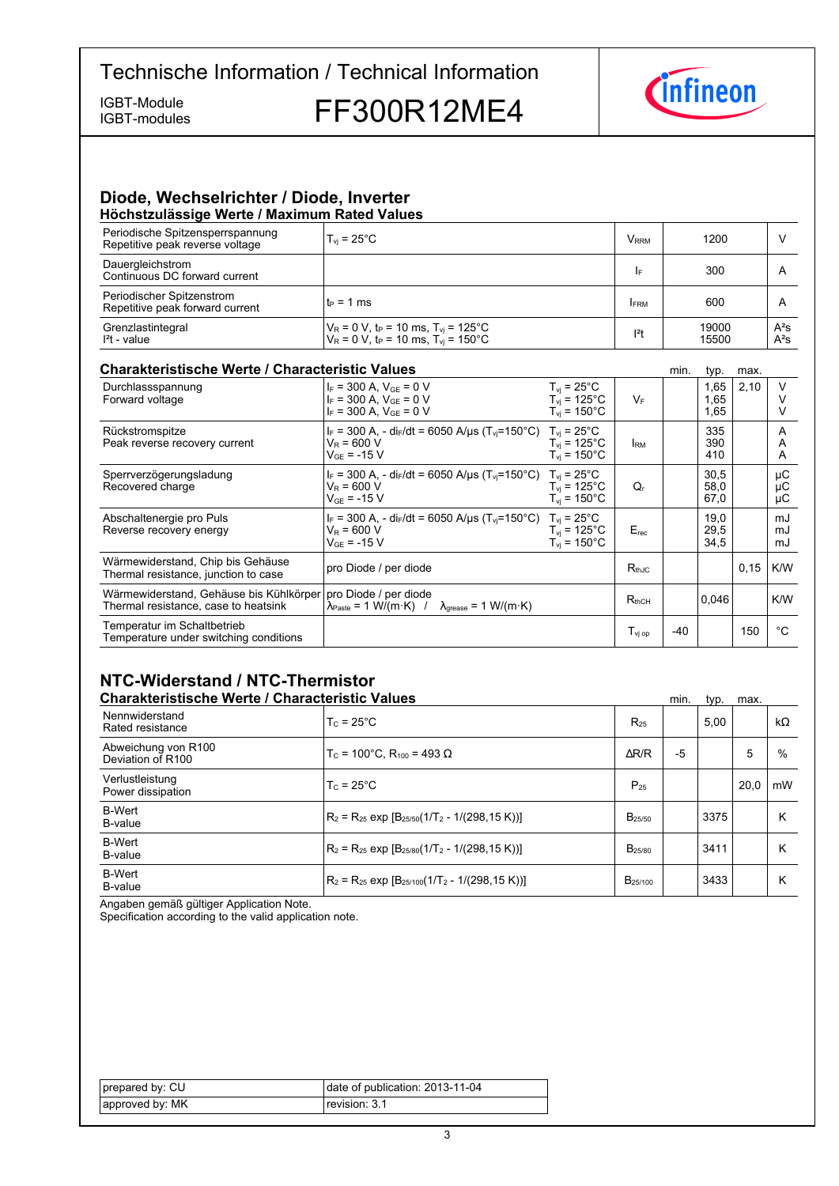## Diode, Wechselrichter / Diode, Inverter

### Höchstzulässige Werte / Maximum Rated Values

| | | | | |
|---|---|---|---|---|
| Periodische Spitzensperrspannung<br>Repetitive peak reverse voltage | $T_{vj} = 25°C$ | $V_{RRM}$ | 1200 | V |
| Dauergleichstrom<br>Continuous DC forward current | | $I_F$ | 300 | A |
| Periodischer Spitzenstrom<br>Repetitive peak forward current | $t_P = 1$ ms | $I_{FRM}$ | 600 | A |
| Grenzlastintegral<br>$I^2t$ - value | $V_R = 0$ V, $t_P = 10$ ms, $T_{vj} = 125°C$<br>$V_R = 0$ V, $t_P = 10$ ms, $T_{vj} = 150°C$ | $I^2t$ | 19000<br>15500 | $A^2s$<br>$A^2s$ |

### Charakteristische Werte / Characteristic Values

| | | | | min. | typ. | max. | |
|---|---|---|---|---|---|---|---|
| Durchlassspannung<br>Forward voltage | $I_F = 300$ A, $V_{GE} = 0$ V<br>$I_F = 300$ A, $V_{GE} = 0$ V<br>$I_F = 300$ A, $V_{GE} = 0$ V | $T_{vj} = 25°C$<br>$T_{vj} = 125°C$<br>$T_{vj} = 150°C$ | $V_F$ | | 1,65<br>1,65<br>1,65 | 2,10 | V<br>V<br>V |
| Rückstromspitze<br>Peak reverse recovery current | $I_F = 300$ A, - $di_F/dt = 6050$ A/µs ($T_{vj}$=150°C)<br>$V_R = 600$ V<br>$V_{GE} = -15$ V | $T_{vj} = 25°C$<br>$T_{vj} = 125°C$<br>$T_{vj} = 150°C$ | $I_{RM}$ | | 335<br>390<br>410 | | A<br>A<br>A |
| Sperrverzögerungsladung<br>Recovered charge | $I_F = 300$ A, - $di_F/dt = 6050$ A/µs ($T_{vj}$=150°C)<br>$V_R = 600$ V<br>$V_{GE} = -15$ V | $T_{vj} = 25°C$<br>$T_{vj} = 125°C$<br>$T_{vj} = 150°C$ | $Q_r$ | | 30,5<br>58,0<br>67,0 | | µC<br>µC<br>µC |
| Abschaltenergie pro Puls<br>Reverse recovery energy | $I_F = 300$ A, - $di_F/dt = 6050$ A/µs ($T_{vj}$=150°C)<br>$V_R = 600$ V<br>$V_{GE} = -15$ V | $T_{vj} = 25°C$<br>$T_{vj} = 125°C$<br>$T_{vj} = 150°C$ | $E_{rec}$ | | 19,0<br>29,5<br>34,5 | | mJ<br>mJ<br>mJ |
| Wärmewiderstand, Chip bis Gehäuse<br>Thermal resistance, junction to case | pro Diode / per diode | | $R_{thJC}$ | | | 0,15 | K/W |
| Wärmewiderstand, Gehäuse bis Kühlkörper<br>Thermal resistance, case to heatsink | pro Diode / per diode<br>$\lambda_{Paste} = 1$ W/(m·K) / $\lambda_{grease} = 1$ W/(m·K) | | $R_{thCH}$ | | 0,046 | | K/W |
| Temperatur im Schaltbetrieb<br>Temperature under switching conditions | | | $T_{vj\,op}$ | -40 | | 150 | °C |

## NTC-Widerstand / NTC-Thermistor

### Charakteristische Werte / Characteristic Values

| | | | min. | typ. | max. | |
|---|---|---|---|---|---|---|
| Nennwiderstand<br>Rated resistance | $T_C = 25°C$ | $R_{25}$ | | 5,00 | | kΩ |
| Abweichung von R100<br>Deviation of R100 | $T_C = 100°C$, $R_{100} = 493\ \Omega$ | ΔR/R | -5 | | 5 | % |
| Verlustleistung<br>Power dissipation | $T_C = 25°C$ | $P_{25}$ | | | 20,0 | mW |
| B-Wert<br>B-value | $R_2 = R_{25} \exp [B_{25/50}(1/T_2 - 1/(298,15\ K))]$ | $B_{25/50}$ | | 3375 | | K |
| B-Wert<br>B-value | $R_2 = R_{25} \exp [B_{25/80}(1/T_2 - 1/(298,15\ K))]$ | $B_{25/80}$ | | 3411 | | K |
| B-Wert<br>B-value | $R_2 = R_{25} \exp [B_{25/100}(1/T_2 - 1/(298,15\ K))]$ | $B_{25/100}$ | | 3433 | | K |

Angaben gemäß gültiger Application Note.
Specification according to the valid application note.

| | |
|---|---|
| prepared by: CU | date of publication: 2013-11-04 |
| approved by: MK | revision: 3.1 |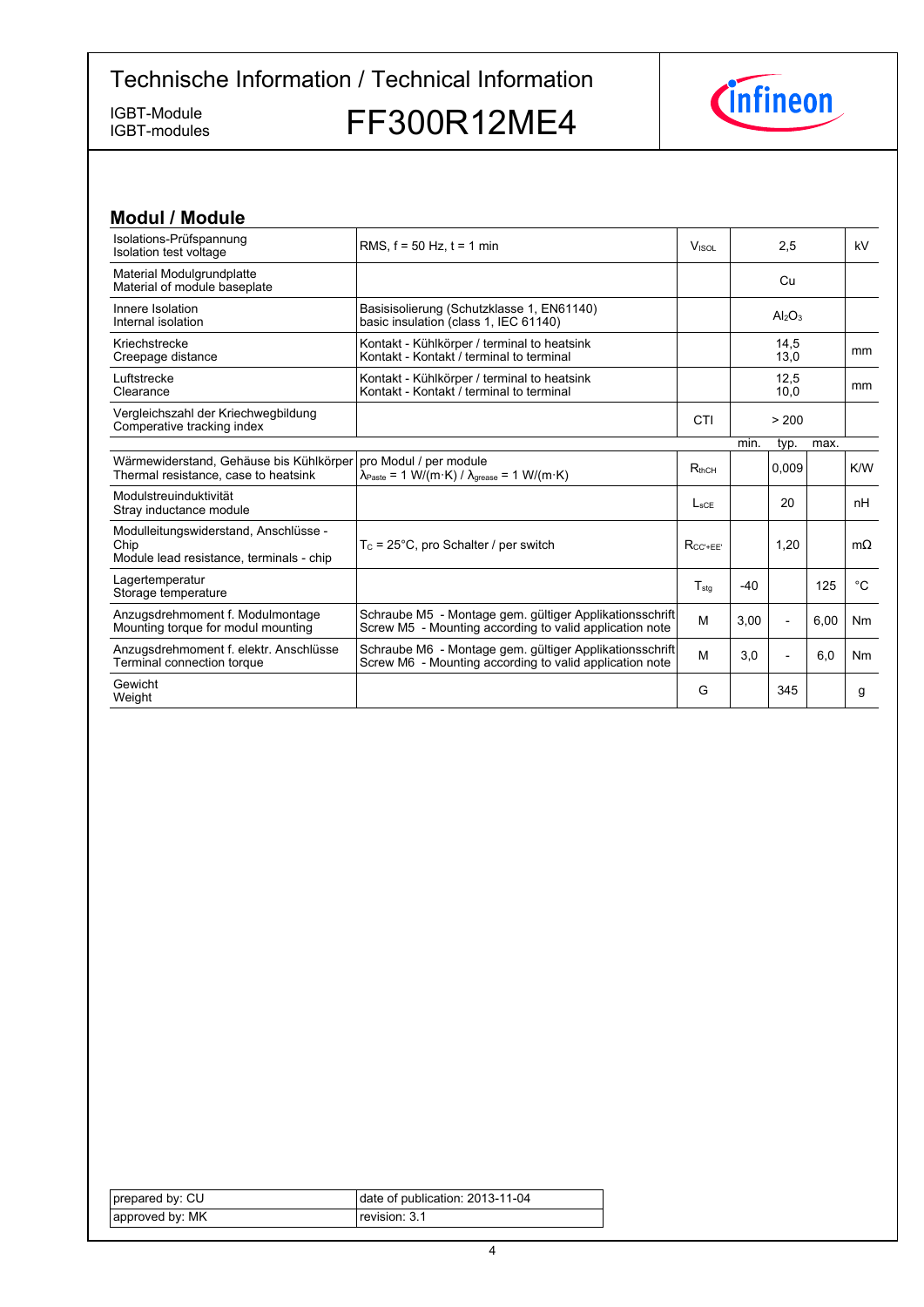## Modul / Module

| | | | min. | typ. | max. | |
|---|---|---|---|---|---|---|
| Isolations-Prüfspannung<br>Isolation test voltage | RMS, f = 50 Hz, t = 1 min | $V_{ISOL}$ | | 2,5 | | kV |
| Material Modulgrundplatte<br>Material of module baseplate | | | | Cu | | |
| Innere Isolation<br>Internal isolation | Basisisolierung (Schutzklasse 1, EN61140)<br>basic insulation (class 1, IEC 61140) | | | $Al_2O_3$ | | |
| Kriechstrecke<br>Creepage distance | Kontakt - Kühlkörper / terminal to heatsink<br>Kontakt - Kontakt / terminal to terminal | | | 14,5<br>13,0 | | mm |
| Luftstrecke<br>Clearance | Kontakt - Kühlkörper / terminal to heatsink<br>Kontakt - Kontakt / terminal to terminal | | | 12,5<br>10,0 | | mm |
| Vergleichszahl der Kriechwegbildung<br>Comperative tracking index | | CTI | | > 200 | | |
| Wärmewiderstand, Gehäuse bis Kühlkörper<br>Thermal resistance, case to heatsink | pro Modul / per module<br>$\lambda_{Paste}$ = 1 W/(m·K) / $\lambda_{grease}$ = 1 W/(m·K) | $R_{thCH}$ | | 0,009 | | K/W |
| Modulstreuinduktivität<br>Stray inductance module | | $L_{sCE}$ | | 20 | | nH |
| Modulleitungswiderstand, Anschlüsse - Chip<br>Module lead resistance, terminals - chip | $T_C$ = 25°C, pro Schalter / per switch | $R_{CC'+EE'}$ | | 1,20 | | mΩ |
| Lagertemperatur<br>Storage temperature | | $T_{stg}$ | -40 | | 125 | °C |
| Anzugsdrehmoment f. Modulmontage<br>Mounting torque for modul mounting | Schraube M5 - Montage gem. gültiger Applikationsschrift<br>Screw M5 - Mounting according to valid application note | M | 3,00 | - | 6,00 | Nm |
| Anzugsdrehmoment f. elektr. Anschlüsse<br>Terminal connection torque | Schraube M6 - Montage gem. gültiger Applikationsschrift<br>Screw M6 - Mounting according to valid application note | M | 3,0 | - | 6,0 | Nm |
| Gewicht<br>Weight | | G | | 345 | | g |

| | |
|---|---|
| prepared by: CU | date of publication: 2013-11-04 |
| approved by: MK | revision: 3.1 |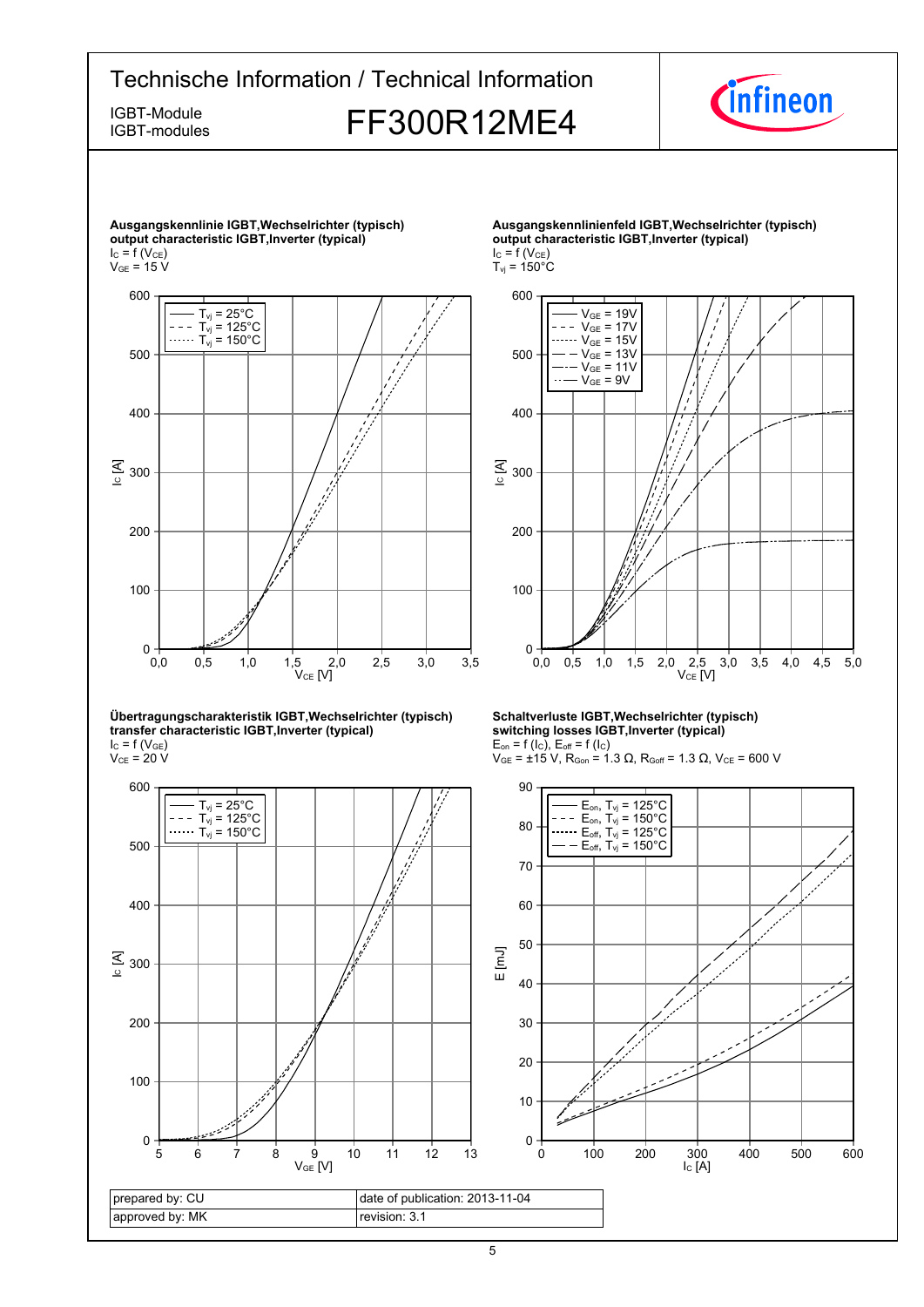# Technische Information / Technical Information

IGBT-Module
IGBT-modules

## FF300R12ME4

**Ausgangskennlinie IGBT,Wechselrichter (typisch)**
**output characteristic IGBT,Inverter (typical)**
$I_C = f(V_{CE})$
$V_{GE} = 15$ V

Legend: $T_{vj} = 25°C$, $T_{vj} = 125°C$, $T_{vj} = 150°C$
Axes: $I_C$ [A] (0–600) vs. $V_{CE}$ [V] (0,0–3,5)

**Ausgangskennlinienfeld IGBT,Wechselrichter (typisch)**
**output characteristic IGBT,Inverter (typical)**
$I_C = f(V_{CE})$
$T_{vj} = 150°C$

Legend: $V_{GE} = 19V$, $V_{GE} = 17V$, $V_{GE} = 15V$, $V_{GE} = 13V$, $V_{GE} = 11V$, $V_{GE} = 9V$
Axes: $I_C$ [A] (0–600) vs. $V_{CE}$ [V] (0,0–5,0)

**Übertragungscharakteristik IGBT,Wechselrichter (typisch)**
**transfer characteristic IGBT,Inverter (typical)**
$I_C = f(V_{GE})$
$V_{CE} = 20$ V

Legend: $T_{vj} = 25°C$, $T_{vj} = 125°C$, $T_{vj} = 150°C$
Axes: $I_C$ [A] (0–600) vs. $V_{GE}$ [V] (5–13)

**Schaltverluste IGBT,Wechselrichter (typisch)**
**switching losses IGBT,Inverter (typical)**
$E_{on} = f(I_C)$, $E_{off} = f(I_C)$
$V_{GE} = ±15$ V, $R_{Gon} = 1.3\ \Omega$, $R_{Goff} = 1.3\ \Omega$, $V_{CE} = 600$ V

Legend: $E_{on}$, $T_{vj} = 125°C$; $E_{on}$, $T_{vj} = 150°C$; $E_{off}$, $T_{vj} = 125°C$; $E_{off}$, $T_{vj} = 150°C$
Axes: E [mJ] (0–90) vs. $I_C$ [A] (0–600)

| prepared by: CU | date of publication: 2013-11-04 |
|---|---|
| approved by: MK | revision: 3.1 |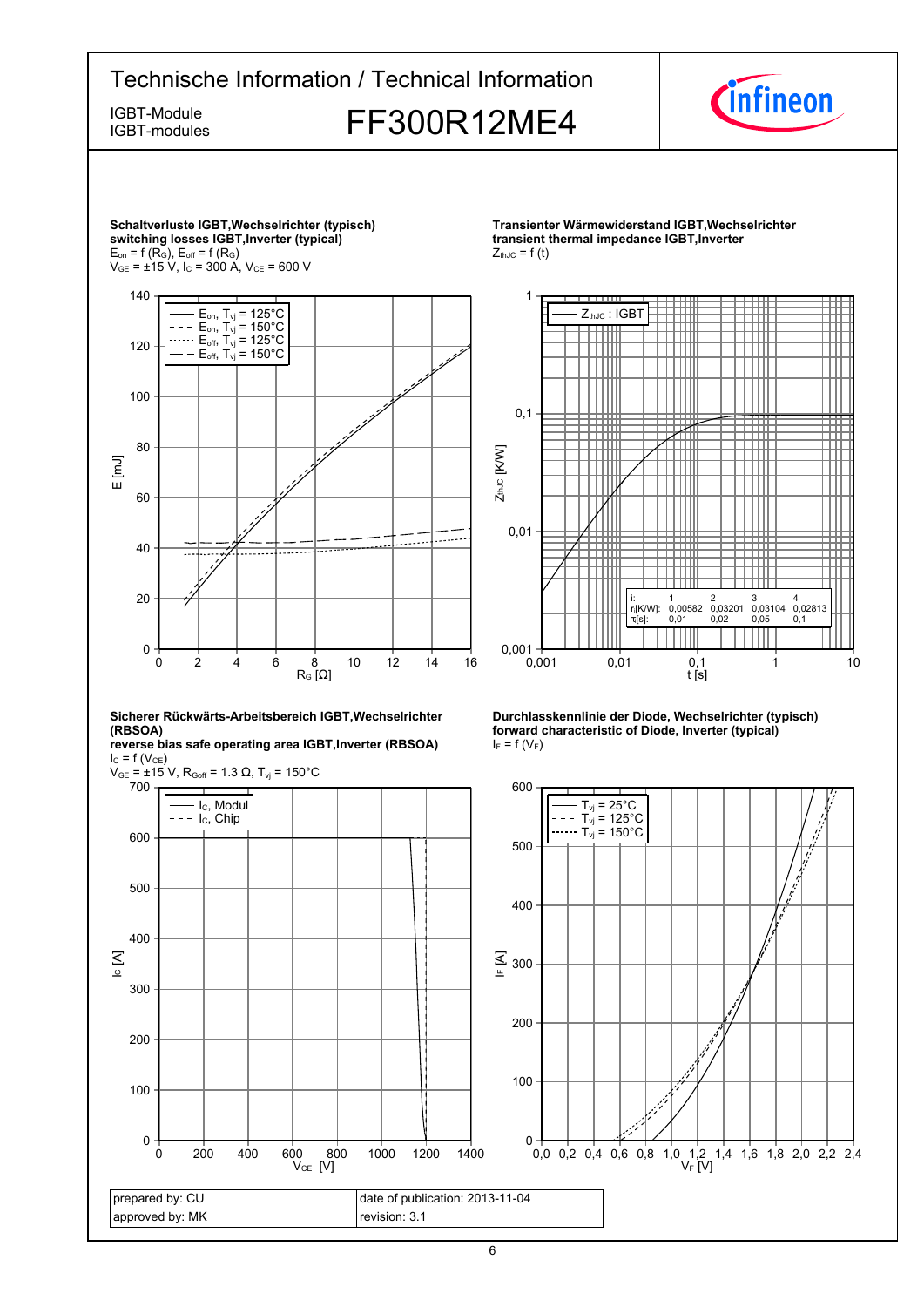**Schaltverluste IGBT,Wechselrichter (typisch)**
**switching losses IGBT,Inverter (typical)**
$E_{on} = f(R_G)$, $E_{off} = f(R_G)$
$V_{GE} = \pm15$ V, $I_C = 300$ A, $V_{CE} = 600$ V

- $E_{on}$, $T_{vj} = 125°C$
- $E_{on}$, $T_{vj} = 150°C$
- $E_{off}$, $T_{vj} = 125°C$
- $E_{off}$, $T_{vj} = 150°C$

E [mJ]; $R_G$ [Ω]

**Transienter Wärmewiderstand IGBT,Wechselrichter**
**transient thermal impedance IGBT,Inverter**
$Z_{thJC} = f(t)$

$Z_{thJC}$ : IGBT

| i: | 1 | 2 | 3 | 4 |
|---|---|---|---|---|
| $r_i$[K/W]: | 0,00582 | 0,03201 | 0,03104 | 0,02813 |
| $\tau_i$[s]: | 0,01 | 0,02 | 0,05 | 0,1 |

$Z_{thJC}$ [K/W]; t [s]

**Sicherer Rückwärts-Arbeitsbereich IGBT,Wechselrichter (RBSOA)**
**reverse bias safe operating area IGBT,Inverter (RBSOA)**
$I_C = f(V_{CE})$
$V_{GE} = \pm15$ V, $R_{Goff} = 1.3$ Ω, $T_{vj} = 150°C$

- $I_C$, Modul
- $I_C$, Chip

$I_C$ [A]; $V_{CE}$ [V]

**Durchlasskennlinie der Diode, Wechselrichter (typisch)**
**forward characteristic of Diode, Inverter (typical)**
$I_F = f(V_F)$

- $T_{vj} = 25°C$
- $T_{vj} = 125°C$
- $T_{vj} = 150°C$

$I_F$ [A]; $V_F$ [V]

| prepared by: CU | date of publication: 2013-11-04 |
|---|---|
| approved by: MK | revision: 3.1 |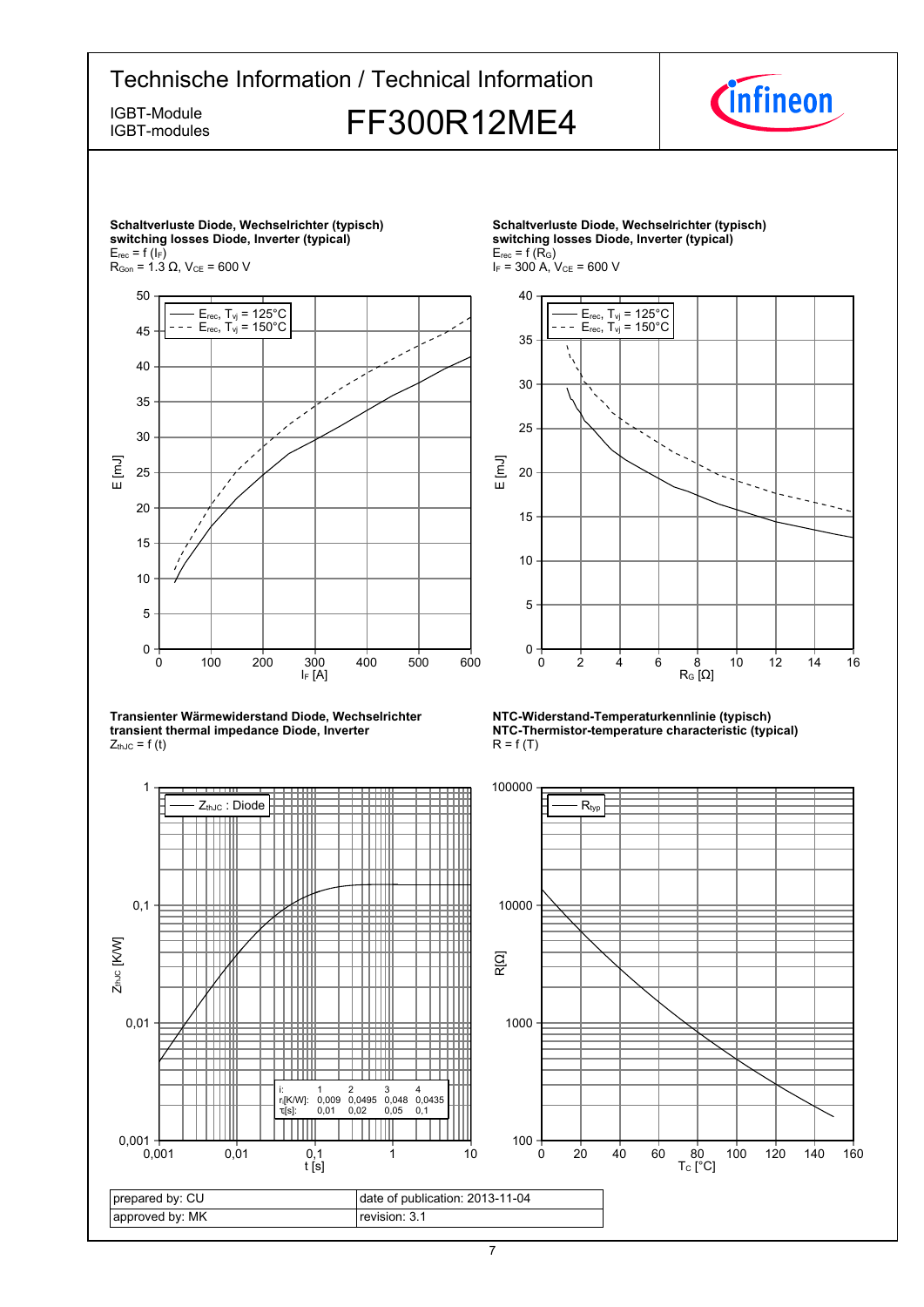**Schaltverluste Diode, Wechselrichter (typisch)**
**switching losses Diode, Inverter (typical)**
$E_{rec} = f\ (I_F)$
$R_{Gon} = 1.3\ \Omega$, $V_{CE} = 600\ V$

**Schaltverluste Diode, Wechselrichter (typisch)**
**switching losses Diode, Inverter (typical)**
$E_{rec} = f\ (R_G)$
$I_F = 300\ A$, $V_{CE} = 600\ V$

**Transienter Wärmewiderstand Diode, Wechselrichter**
**transient thermal impedance Diode, Inverter**
$Z_{thJC} = f\ (t)$

| i: | 1 | 2 | 3 | 4 |
|---|---|---|---|---|
| $r_i$[K/W]: | 0,009 | 0,0495 | 0,048 | 0,0435 |
| $\tau_i$[s]: | 0,01 | 0,02 | 0,05 | 0,1 |

**NTC-Widerstand-Temperaturkennlinie (typisch)**
**NTC-Thermistor-temperature characteristic (typical)**
$R = f\ (T)$

| prepared by: CU | date of publication: 2013-11-04 |
|---|---|
| approved by: MK | revision: 3.1 |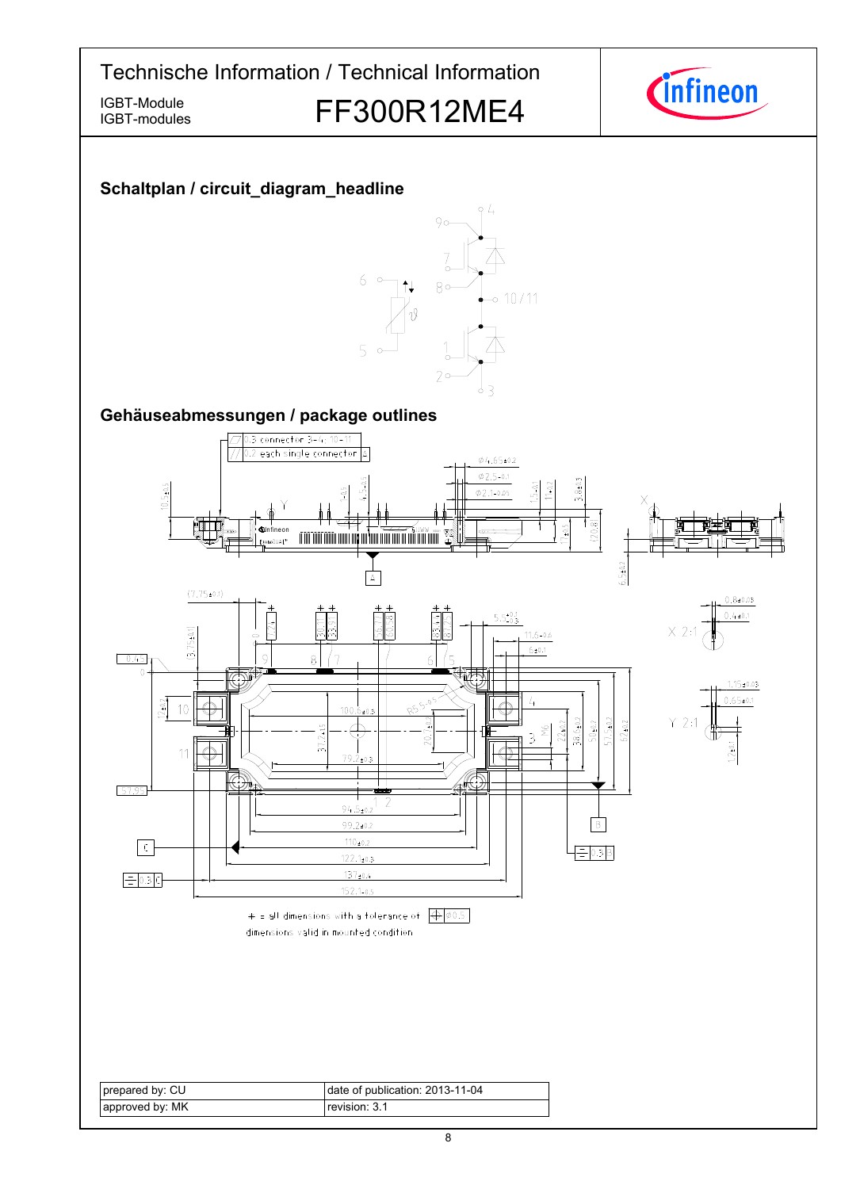## Schaltplan / circuit_diagram_headline

## Gehäuseabmessungen / package outlines

+ = all dimensions with a tolerance of ⌖ Ø0.5

dimensions valid in mounted condition

| prepared by: CU | date of publication: 2013-11-04 |
| --- | --- |
| approved by: MK | revision: 3.1 |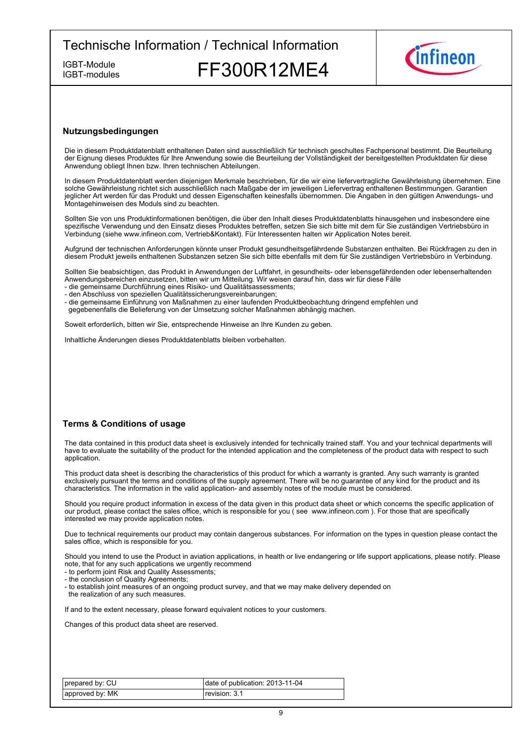## Nutzungsbedingungen

Die in diesem Produktdatenblatt enthaltenen Daten sind ausschließlich für technisch geschultes Fachpersonal bestimmt. Die Beurteilung der Eignung dieses Produktes für Ihre Anwendung sowie die Beurteilung der Vollständigkeit der bereitgestellten Produktdaten für diese Anwendung obliegt Ihnen bzw. Ihren technischen Abteilungen.

In diesem Produktdatenblatt werden diejenigen Merkmale beschrieben, für die wir eine liefervertragliche Gewährleistung übernehmen. Eine solche Gewährleistung richtet sich ausschließlich nach Maßgabe der im jeweiligen Liefervertrag enthaltenen Bestimmungen. Garantien jeglicher Art werden für das Produkt und dessen Eigenschaften keinesfalls übernommen. Die Angaben in den gültigen Anwendungs- und Montagehinweisen des Moduls sind zu beachten.

Sollten Sie von uns Produktinformationen benötigen, die über den Inhalt dieses Produktdatenblatts hinausgehen und insbesondere eine spezifische Verwendung und den Einsatz dieses Produktes betreffen, setzen Sie sich bitte mit dem für Sie zuständigen Vertriebsbüro in Verbindung (siehe www.infineon.com, Vertrieb&Kontakt). Für Interessenten halten wir Application Notes bereit.

Aufgrund der technischen Anforderungen könnte unser Produkt gesundheitsgefährdende Substanzen enthalten. Bei Rückfragen zu den in diesem Produkt jeweils enthaltenen Substanzen setzen Sie sich bitte ebenfalls mit dem für Sie zuständigen Vertriebsbüro in Verbindung.

Sollten Sie beabsichtigen, das Produkt in Anwendungen der Luftfahrt, in gesundheits- oder lebensgefährdenden oder lebenserhaltenden Anwendungsbereichen einzusetzen, bitten wir um Mitteilung. Wir weisen darauf hin, dass wir für diese Fälle
- die gemeinsame Durchführung eines Risiko- und Qualitätsassessments;
- den Abschluss von speziellen Qualitätssicherungsvereinbarungen;
- die gemeinsame Einführung von Maßnahmen zu einer laufenden Produktbeobachtung dringend empfehlen und gegebenenfalls die Belieferung von der Umsetzung solcher Maßnahmen abhängig machen.

Soweit erforderlich, bitten wir Sie, entsprechende Hinweise an Ihre Kunden zu geben.

Inhaltliche Änderungen dieses Produktdatenblatts bleiben vorbehalten.

## Terms & Conditions of usage

The data contained in this product data sheet is exclusively intended for technically trained staff. You and your technical departments will have to evaluate the suitability of the product for the intended application and the completeness of the product data with respect to such application.

This product data sheet is describing the characteristics of this product for which a warranty is granted. Any such warranty is granted exclusively pursuant the terms and conditions of the supply agreement. There will be no guarantee of any kind for the product and its characteristics. The information in the valid application- and assembly notes of the module must be considered.

Should you require product information in excess of the data given in this product data sheet or which concerns the specific application of our product, please contact the sales office, which is responsible for you ( see www.infineon.com ). For those that are specifically interested we may provide application notes.

Due to technical requirements our product may contain dangerous substances. For information on the types in question please contact the sales office, which is responsible for you.

Should you intend to use the Product in aviation applications, in health or live endangering or life support applications, please notify. Please note, that for any such applications we urgently recommend
- to perform joint Risk and Quality Assessments;
- the conclusion of Quality Agreements;
- to establish joint measures of an ongoing product survey, and that we may make delivery depended on the realization of any such measures.

If and to the extent necessary, please forward equivalent notices to your customers.

Changes of this product data sheet are reserved.

| | |
|---|---|
| prepared by: CU | date of publication: 2013-11-04 |
| approved by: MK | revision: 3.1 |